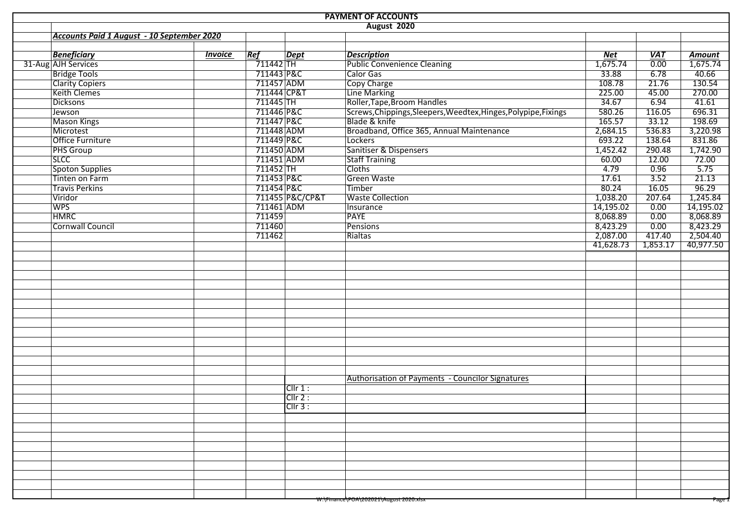# PAYMENT OF ACCOUNTS

## August 2020

***Accounts Paid 1 August - 10 September 2020***

| | *Beneficiary* | *Invoice* | *Ref* | *Dept* | *Description* | *Net* | *VAT* | *Amount* |
|---|---|---|---|---|---|---|---|---|
| 31-Aug | AJH Services | | 711442 | TH | Public Convenience Cleaning | 1,675.74 | 0.00 | 1,675.74 |
| | Bridge Tools | | 711443 | P&C | Calor Gas | 33.88 | 6.78 | 40.66 |
| | Clarity Copiers | | 711457 | ADM | Copy Charge | 108.78 | 21.76 | 130.54 |
| | Keith Clemes | | 711444 | CP&T | Line Marking | 225.00 | 45.00 | 270.00 |
| | Dicksons | | 711445 | TH | Roller,Tape,Broom Handles | 34.67 | 6.94 | 41.61 |
| | Jewson | | 711446 | P&C | Screws,Chippings,Sleepers,Weedtex,Hinges,Polypipe,Fixings | 580.26 | 116.05 | 696.31 |
| | Mason Kings | | 711447 | P&C | Blade & knife | 165.57 | 33.12 | 198.69 |
| | Microtest | | 711448 | ADM | Broadband, Office 365, Annual Maintenance | 2,684.15 | 536.83 | 3,220.98 |
| | Office Furniture | | 711449 | P&C | Lockers | 693.22 | 138.64 | 831.86 |
| | PHS Group | | 711450 | ADM | Sanitiser & Dispensers | 1,452.42 | 290.48 | 1,742.90 |
| | SLCC | | 711451 | ADM | Staff Training | 60.00 | 12.00 | 72.00 |
| | Spoton Supplies | | 711452 | TH | Cloths | 4.79 | 0.96 | 5.75 |
| | Tinten on Farm | | 711453 | P&C | Green Waste | 17.61 | 3.52 | 21.13 |
| | Travis Perkins | | 711454 | P&C | Timber | 80.24 | 16.05 | 96.29 |
| | Viridor | | 711455 | P&C/CP&T | Waste Collection | 1,038.20 | 207.64 | 1,245.84 |
| | WPS | | 711461 | ADM | Insurance | 14,195.02 | 0.00 | 14,195.02 |
| | HMRC | | 711459 | | PAYE | 8,068.89 | 0.00 | 8,068.89 |
| | Cornwall Council | | 711460 | | Pensions | 8,423.29 | 0.00 | 8,423.29 |
| | | | 711462 | | Rialtas | 2,087.00 | 417.40 | 2,504.40 |
| | | | | | | 41,628.73 | 1,853.17 | 40,977.50 |

Authorisation of Payments - Councilor Signatures

Cllr 1 :

Cllr 2 :

Cllr 3 :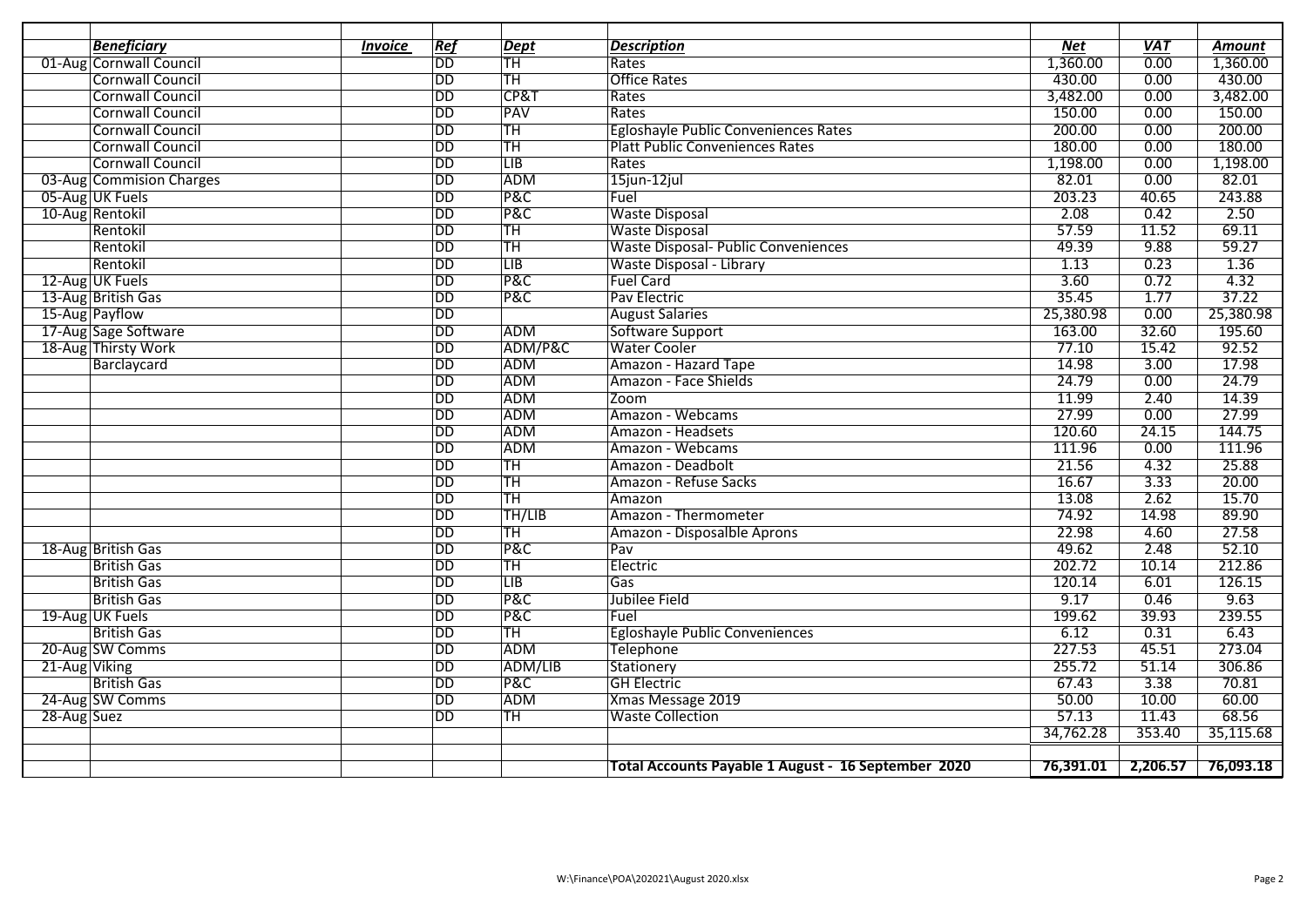| | Beneficiary | Invoice | Ref | Dept | Description | Net | VAT | Amount |
|---|---|---|---|---|---|---|---|---|
| 01-Aug | Cornwall Council | | DD | TH | Rates | 1,360.00 | 0.00 | 1,360.00 |
| | Cornwall Council | | DD | TH | Office Rates | 430.00 | 0.00 | 430.00 |
| | Cornwall Council | | DD | CP&T | Rates | 3,482.00 | 0.00 | 3,482.00 |
| | Cornwall Council | | DD | PAV | Rates | 150.00 | 0.00 | 150.00 |
| | Cornwall Council | | DD | TH | Egloshayle Public Conveniences Rates | 200.00 | 0.00 | 200.00 |
| | Cornwall Council | | DD | TH | Platt Public Conveniences Rates | 180.00 | 0.00 | 180.00 |
| | Cornwall Council | | DD | LIB | Rates | 1,198.00 | 0.00 | 1,198.00 |
| 03-Aug | Commision Charges | | DD | ADM | 15jun-12jul | 82.01 | 0.00 | 82.01 |
| 05-Aug | UK Fuels | | DD | P&C | Fuel | 203.23 | 40.65 | 243.88 |
| 10-Aug | Rentokil | | DD | P&C | Waste Disposal | 2.08 | 0.42 | 2.50 |
| | Rentokil | | DD | TH | Waste Disposal | 57.59 | 11.52 | 69.11 |
| | Rentokil | | DD | TH | Waste Disposal- Public Conveniences | 49.39 | 9.88 | 59.27 |
| | Rentokil | | DD | LIB | Waste Disposal - Library | 1.13 | 0.23 | 1.36 |
| 12-Aug | UK Fuels | | DD | P&C | Fuel Card | 3.60 | 0.72 | 4.32 |
| 13-Aug | British Gas | | DD | P&C | Pav Electric | 35.45 | 1.77 | 37.22 |
| 15-Aug | Payflow | | DD | | August Salaries | 25,380.98 | 0.00 | 25,380.98 |
| 17-Aug | Sage Software | | DD | ADM | Software Support | 163.00 | 32.60 | 195.60 |
| 18-Aug | Thirsty Work | | DD | ADM/P&C | Water Cooler | 77.10 | 15.42 | 92.52 |
| | Barclaycard | | DD | ADM | Amazon - Hazard Tape | 14.98 | 3.00 | 17.98 |
| | | | DD | ADM | Amazon - Face Shields | 24.79 | 0.00 | 24.79 |
| | | | DD | ADM | Zoom | 11.99 | 2.40 | 14.39 |
| | | | DD | ADM | Amazon - Webcams | 27.99 | 0.00 | 27.99 |
| | | | DD | ADM | Amazon - Headsets | 120.60 | 24.15 | 144.75 |
| | | | DD | ADM | Amazon - Webcams | 111.96 | 0.00 | 111.96 |
| | | | DD | TH | Amazon - Deadbolt | 21.56 | 4.32 | 25.88 |
| | | | DD | TH | Amazon - Refuse Sacks | 16.67 | 3.33 | 20.00 |
| | | | DD | TH | Amazon | 13.08 | 2.62 | 15.70 |
| | | | DD | TH/LIB | Amazon - Thermometer | 74.92 | 14.98 | 89.90 |
| | | | DD | TH | Amazon - Disposalble Aprons | 22.98 | 4.60 | 27.58 |
| 18-Aug | British Gas | | DD | P&C | Pav | 49.62 | 2.48 | 52.10 |
| | British Gas | | DD | TH | Electric | 202.72 | 10.14 | 212.86 |
| | British Gas | | DD | LIB | Gas | 120.14 | 6.01 | 126.15 |
| | British Gas | | DD | P&C | Jubilee Field | 9.17 | 0.46 | 9.63 |
| 19-Aug | UK Fuels | | DD | P&C | Fuel | 199.62 | 39.93 | 239.55 |
| | British Gas | | DD | TH | Egloshayle Public Conveniences | 6.12 | 0.31 | 6.43 |
| 20-Aug | SW Comms | | DD | ADM | Telephone | 227.53 | 45.51 | 273.04 |
| 21-Aug | Viking | | DD | ADM/LIB | Stationery | 255.72 | 51.14 | 306.86 |
| | British Gas | | DD | P&C | GH Electric | 67.43 | 3.38 | 70.81 |
| 24-Aug | SW Comms | | DD | ADM | Xmas Message 2019 | 50.00 | 10.00 | 60.00 |
| 28-Aug | Suez | | DD | TH | Waste Collection | 57.13 | 11.43 | 68.56 |
| | | | | | | 34,762.28 | 353.40 | 35,115.68 |
| | | | | | | | | |
| | | | | | **Total Accounts Payable 1 August - 16 September 2020** | **76,391.01** | **2,206.57** | **76,093.18** |

W:\Finance\POA\202021\August 2020.xlsx